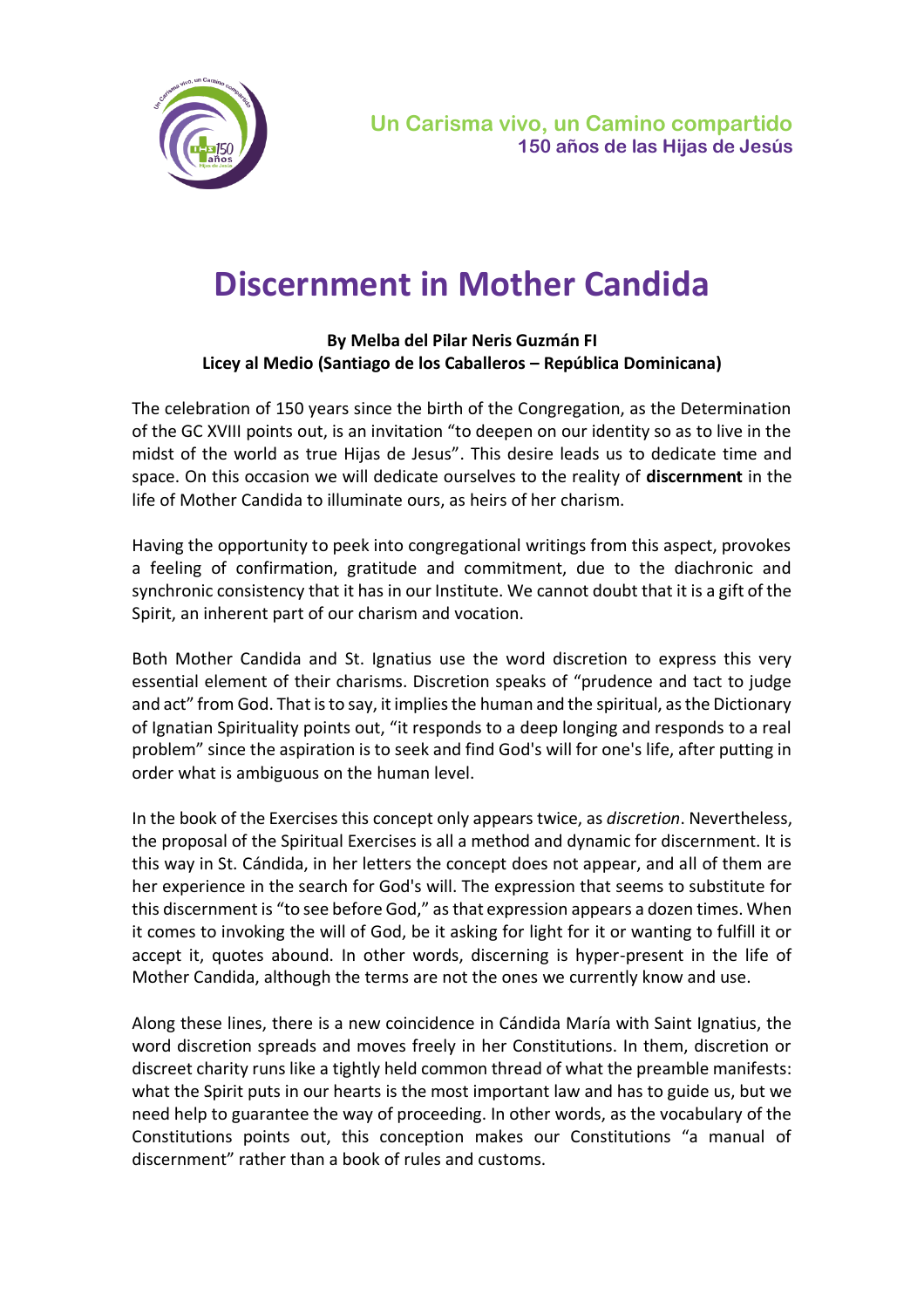Un Carisma vivo, un Camino compartido
150 años de las Hijas de Jesús

# Discernment in Mother Candida

**By Melba del Pilar Neris Guzmán FI**
**Licey al Medio (Santiago de los Caballeros – República Dominicana)**

The celebration of 150 years since the birth of the Congregation, as the Determination of the GC XVIII points out, is an invitation "to deepen on our identity so as to live in the midst of the world as true Hijas de Jesus". This desire leads us to dedicate time and space. On this occasion we will dedicate ourselves to the reality of **discernment** in the life of Mother Candida to illuminate ours, as heirs of her charism.

Having the opportunity to peek into congregational writings from this aspect, provokes a feeling of confirmation, gratitude and commitment, due to the diachronic and synchronic consistency that it has in our Institute. We cannot doubt that it is a gift of the Spirit, an inherent part of our charism and vocation.

Both Mother Candida and St. Ignatius use the word discretion to express this very essential element of their charisms. Discretion speaks of "prudence and tact to judge and act" from God. That is to say, it implies the human and the spiritual, as the Dictionary of Ignatian Spirituality points out, "it responds to a deep longing and responds to a real problem" since the aspiration is to seek and find God's will for one's life, after putting in order what is ambiguous on the human level.

In the book of the Exercises this concept only appears twice, as *discretion*. Nevertheless, the proposal of the Spiritual Exercises is all a method and dynamic for discernment. It is this way in St. Cándida, in her letters the concept does not appear, and all of them are her experience in the search for God's will. The expression that seems to substitute for this discernment is "to see before God," as that expression appears a dozen times. When it comes to invoking the will of God, be it asking for light for it or wanting to fulfill it or accept it, quotes abound. In other words, discerning is hyper-present in the life of Mother Candida, although the terms are not the ones we currently know and use.

Along these lines, there is a new coincidence in Cándida María with Saint Ignatius, the word discretion spreads and moves freely in her Constitutions. In them, discretion or discreet charity runs like a tightly held common thread of what the preamble manifests: what the Spirit puts in our hearts is the most important law and has to guide us, but we need help to guarantee the way of proceeding. In other words, as the vocabulary of the Constitutions points out, this conception makes our Constitutions "a manual of discernment" rather than a book of rules and customs.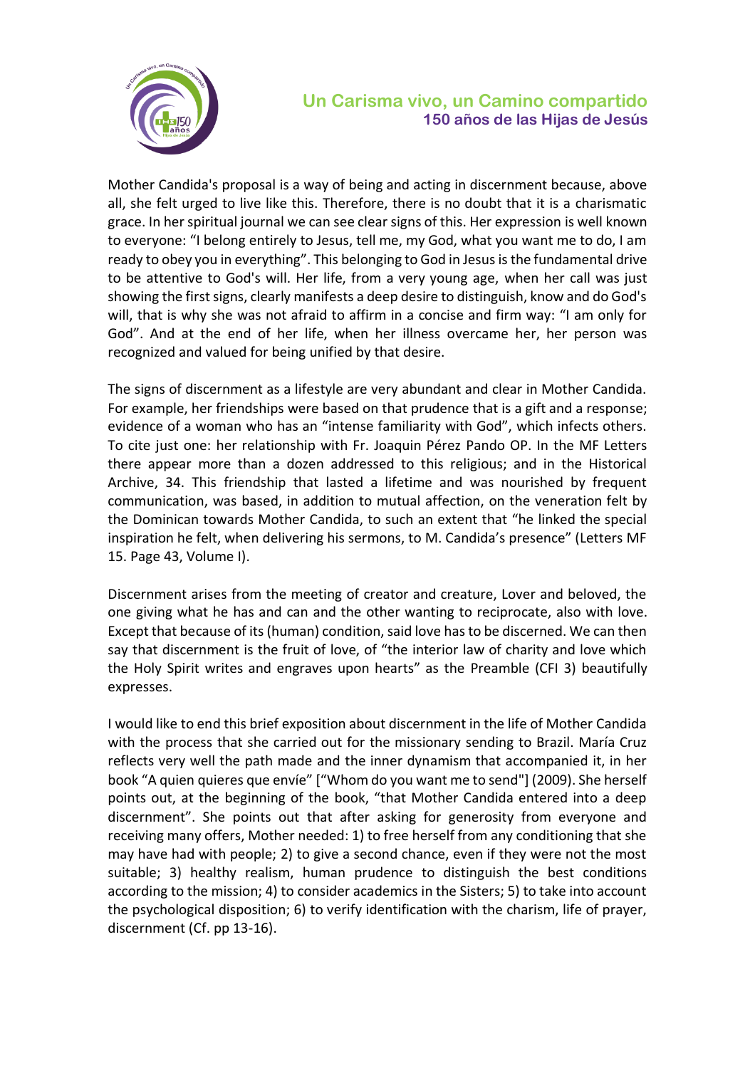Mother Candida's proposal is a way of being and acting in discernment because, above all, she felt urged to live like this. Therefore, there is no doubt that it is a charismatic grace. In her spiritual journal we can see clear signs of this. Her expression is well known to everyone: "I belong entirely to Jesus, tell me, my God, what you want me to do, I am ready to obey you in everything". This belonging to God in Jesus is the fundamental drive to be attentive to God's will. Her life, from a very young age, when her call was just showing the first signs, clearly manifests a deep desire to distinguish, know and do God's will, that is why she was not afraid to affirm in a concise and firm way: "I am only for God". And at the end of her life, when her illness overcame her, her person was recognized and valued for being unified by that desire.

The signs of discernment as a lifestyle are very abundant and clear in Mother Candida. For example, her friendships were based on that prudence that is a gift and a response; evidence of a woman who has an "intense familiarity with God", which infects others. To cite just one: her relationship with Fr. Joaquin Pérez Pando OP. In the MF Letters there appear more than a dozen addressed to this religious; and in the Historical Archive, 34. This friendship that lasted a lifetime and was nourished by frequent communication, was based, in addition to mutual affection, on the veneration felt by the Dominican towards Mother Candida, to such an extent that "he linked the special inspiration he felt, when delivering his sermons, to M. Candida's presence" (Letters MF 15. Page 43, Volume I).

Discernment arises from the meeting of creator and creature, Lover and beloved, the one giving what he has and can and the other wanting to reciprocate, also with love. Except that because of its (human) condition, said love has to be discerned. We can then say that discernment is the fruit of love, of "the interior law of charity and love which the Holy Spirit writes and engraves upon hearts" as the Preamble (CFI 3) beautifully expresses.

I would like to end this brief exposition about discernment in the life of Mother Candida with the process that she carried out for the missionary sending to Brazil. María Cruz reflects very well the path made and the inner dynamism that accompanied it, in her book "A quien quieres que envíe" ["Whom do you want me to send"] (2009). She herself points out, at the beginning of the book, "that Mother Candida entered into a deep discernment". She points out that after asking for generosity from everyone and receiving many offers, Mother needed: 1) to free herself from any conditioning that she may have had with people; 2) to give a second chance, even if they were not the most suitable; 3) healthy realism, human prudence to distinguish the best conditions according to the mission; 4) to consider academics in the Sisters; 5) to take into account the psychological disposition; 6) to verify identification with the charism, life of prayer, discernment (Cf. pp 13-16).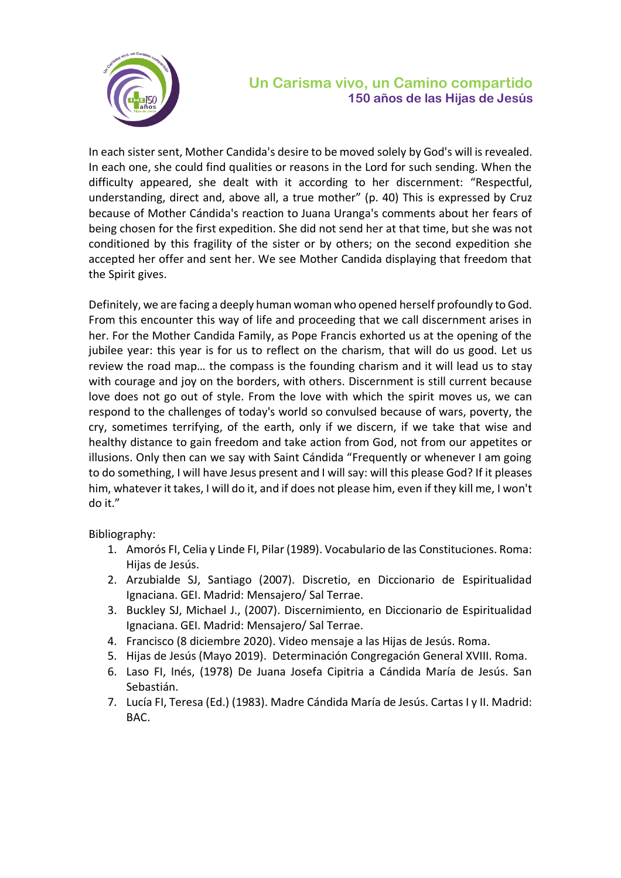In each sister sent, Mother Candida's desire to be moved solely by God's will is revealed. In each one, she could find qualities or reasons in the Lord for such sending. When the difficulty appeared, she dealt with it according to her discernment: "Respectful, understanding, direct and, above all, a true mother" (p. 40) This is expressed by Cruz because of Mother Cándida's reaction to Juana Uranga's comments about her fears of being chosen for the first expedition. She did not send her at that time, but she was not conditioned by this fragility of the sister or by others; on the second expedition she accepted her offer and sent her. We see Mother Candida displaying that freedom that the Spirit gives.

Definitely, we are facing a deeply human woman who opened herself profoundly to God. From this encounter this way of life and proceeding that we call discernment arises in her. For the Mother Candida Family, as Pope Francis exhorted us at the opening of the jubilee year: this year is for us to reflect on the charism, that will do us good. Let us review the road map… the compass is the founding charism and it will lead us to stay with courage and joy on the borders, with others. Discernment is still current because love does not go out of style. From the love with which the spirit moves us, we can respond to the challenges of today's world so convulsed because of wars, poverty, the cry, sometimes terrifying, of the earth, only if we discern, if we take that wise and healthy distance to gain freedom and take action from God, not from our appetites or illusions. Only then can we say with Saint Cándida "Frequently or whenever I am going to do something, I will have Jesus present and I will say: will this please God? If it pleases him, whatever it takes, I will do it, and if does not please him, even if they kill me, I won't do it."

Bibliography:

1. Amorós FI, Celia y Linde FI, Pilar (1989). Vocabulario de las Constituciones. Roma: Hijas de Jesús.
2. Arzubialde SJ, Santiago (2007). Discretio, en Diccionario de Espiritualidad Ignaciana. GEI. Madrid: Mensajero/ Sal Terrae.
3. Buckley SJ, Michael J., (2007). Discernimiento, en Diccionario de Espiritualidad Ignaciana. GEI. Madrid: Mensajero/ Sal Terrae.
4. Francisco (8 diciembre 2020). Video mensaje a las Hijas de Jesús. Roma.
5. Hijas de Jesús (Mayo 2019). Determinación Congregación General XVIII. Roma.
6. Laso FI, Inés, (1978) De Juana Josefa Cipitria a Cándida María de Jesús. San Sebastián.
7. Lucía FI, Teresa (Ed.) (1983). Madre Cándida María de Jesús. Cartas I y II. Madrid: BAC.